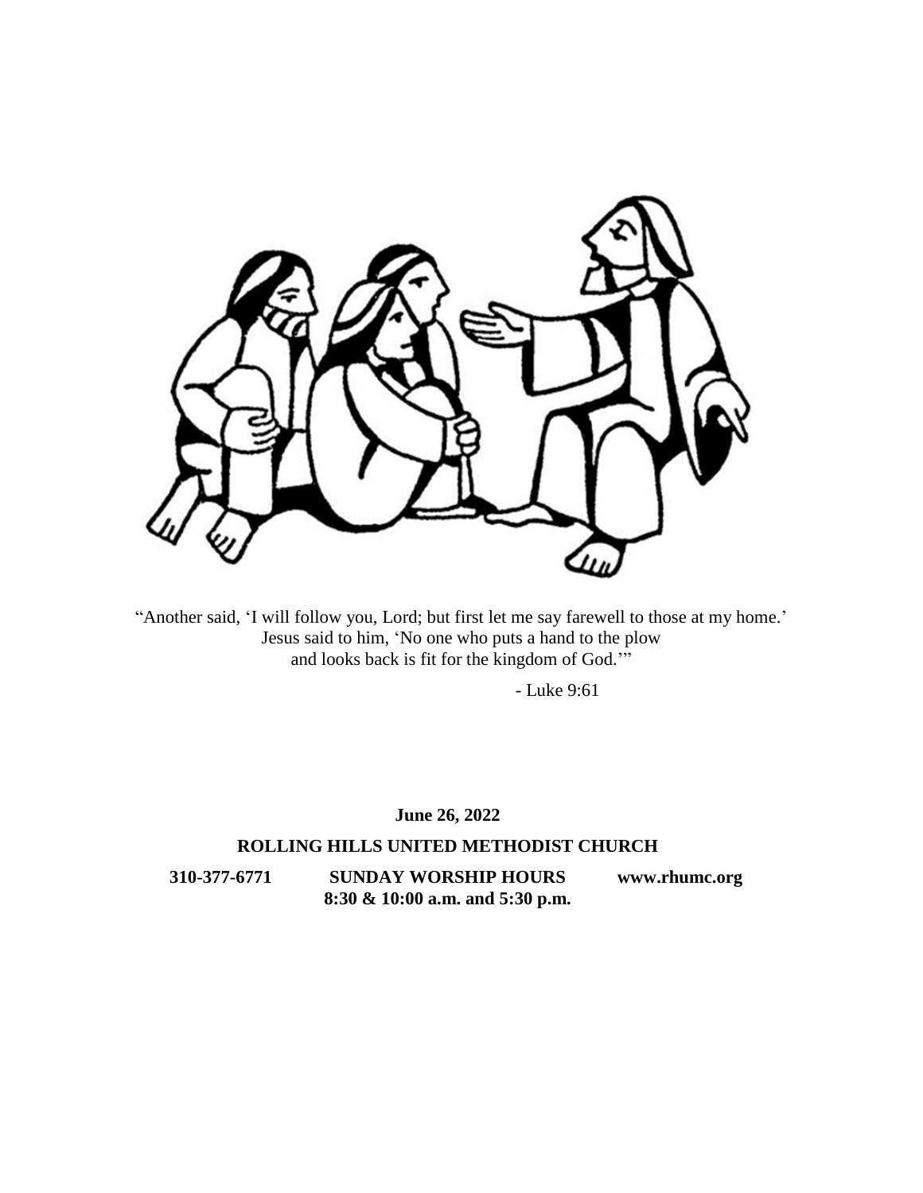"Another said, 'I will follow you, Lord; but first let me say farewell to those at my home.' Jesus said to him, 'No one who puts a hand to the plow and looks back is fit for the kingdom of God.'"

- Luke 9:61

**June 26, 2022**

**ROLLING HILLS UNITED METHODIST CHURCH**

**310-377-6771** **SUNDAY WORSHIP HOURS** **www.rhumc.org**

**8:30 & 10:00 a.m. and 5:30 p.m.**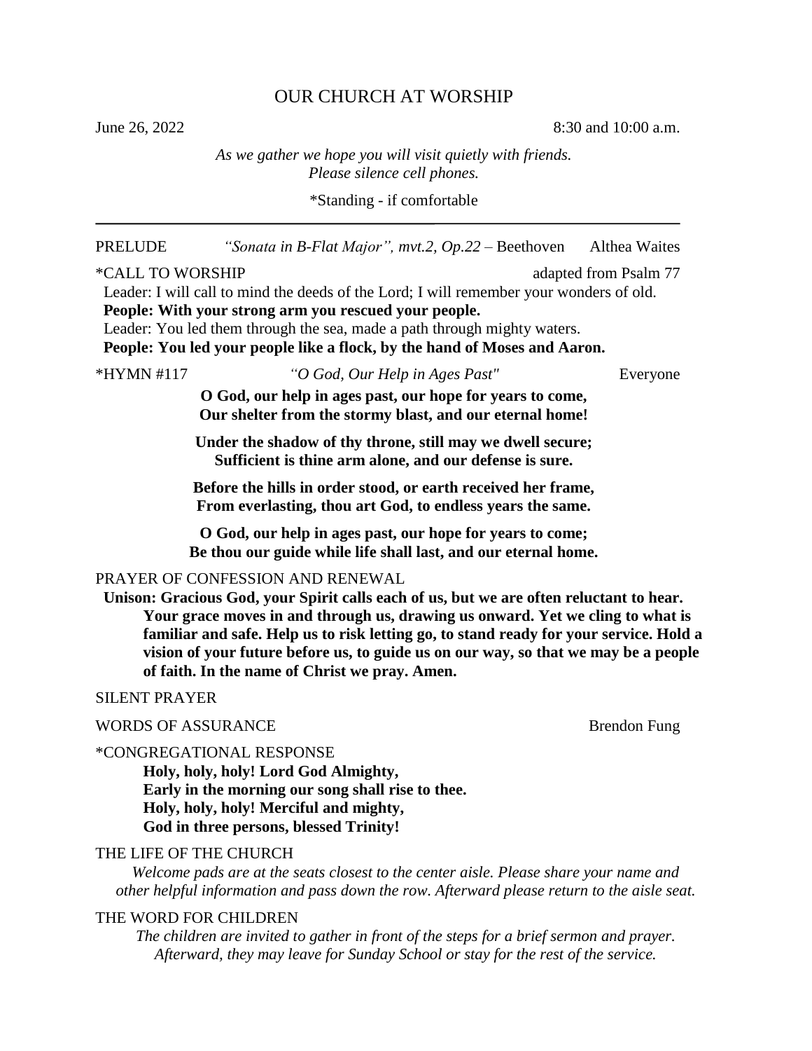# OUR CHURCH AT WORSHIP

June 26, 2022 — 8:30 and 10:00 a.m.

*As we gather we hope you will visit quietly with friends.*
*Please silence cell phones.*

*Standing - if comfortable

---

PRELUDE — *"Sonata in B-Flat Major", mvt.2, Op.22* – Beethoven — Althea Waites

*CALL TO WORSHIP — adapted from Psalm 77

Leader: I will call to mind the deeds of the Lord; I will remember your wonders of old.
**People: With your strong arm you rescued your people.**
Leader: You led them through the sea, made a path through mighty waters.
**People: You led your people like a flock, by the hand of Moses and Aaron.**

*HYMN #117 — *"O God, Our Help in Ages Past"* — Everyone

**O God, our help in ages past, our hope for years to come,**
**Our shelter from the stormy blast, and our eternal home!**

**Under the shadow of thy throne, still may we dwell secure;**
**Sufficient is thine arm alone, and our defense is sure.**

**Before the hills in order stood, or earth received her frame,**
**From everlasting, thou art God, to endless years the same.**

**O God, our help in ages past, our hope for years to come;**
**Be thou our guide while life shall last, and our eternal home.**

PRAYER OF CONFESSION AND RENEWAL

**Unison: Gracious God, your Spirit calls each of us, but we are often reluctant to hear. Your grace moves in and through us, drawing us onward. Yet we cling to what is familiar and safe. Help us to risk letting go, to stand ready for your service. Hold a vision of your future before us, to guide us on our way, so that we may be a people of faith. In the name of Christ we pray. Amen.**

SILENT PRAYER

WORDS OF ASSURANCE — Brendon Fung

*CONGREGATIONAL RESPONSE

**Holy, holy, holy! Lord God Almighty,**
**Early in the morning our song shall rise to thee.**
**Holy, holy, holy! Merciful and mighty,**
**God in three persons, blessed Trinity!**

THE LIFE OF THE CHURCH

*Welcome pads are at the seats closest to the center aisle. Please share your name and other helpful information and pass down the row. Afterward please return to the aisle seat.*

THE WORD FOR CHILDREN

*The children are invited to gather in front of the steps for a brief sermon and prayer. Afterward, they may leave for Sunday School or stay for the rest of the service.*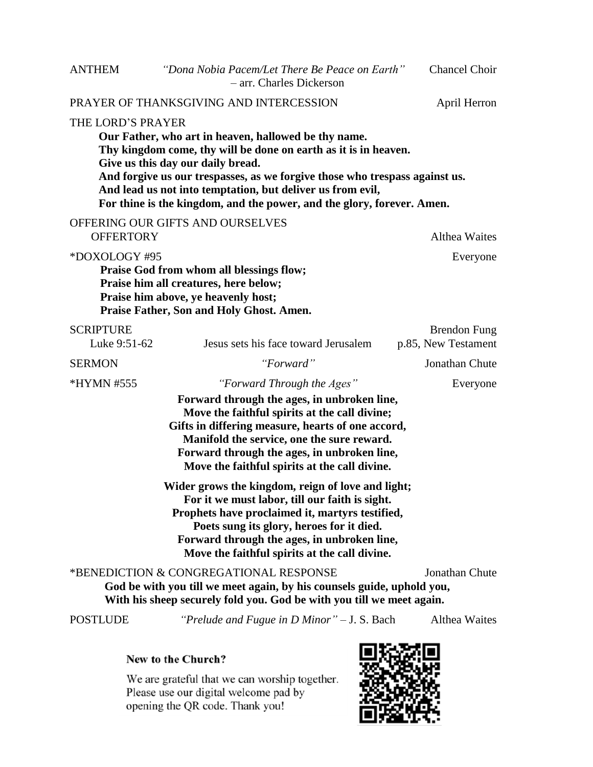ANTHEM *"Dona Nobia Pacem/Let There Be Peace on Earth"* – arr. Charles Dickerson — Chancel Choir

PRAYER OF THANKSGIVING AND INTERCESSION — April Herron

THE LORD'S PRAYER

**Our Father, who art in heaven, hallowed be thy name.**
**Thy kingdom come, thy will be done on earth as it is in heaven.**
**Give us this day our daily bread.**
**And forgive us our trespasses, as we forgive those who trespass against us.**
**And lead us not into temptation, but deliver us from evil,**
**For thine is the kingdom, and the power, and the glory, forever. Amen.**

OFFERING OUR GIFTS AND OURSELVES

OFFERTORY — Althea Waites

*DOXOLOGY #95 — Everyone

**Praise God from whom all blessings flow;**
**Praise him all creatures, here below;**
**Praise him above, ye heavenly host;**
**Praise Father, Son and Holy Ghost. Amen.**

SCRIPTURE — Brendon Fung

Luke 9:51-62 — Jesus sets his face toward Jerusalem — p.85, New Testament

SERMON *"Forward"* — Jonathan Chute

*HYMN #555 *"Forward Through the Ages"* — Everyone

**Forward through the ages, in unbroken line,**
**Move the faithful spirits at the call divine;**
**Gifts in differing measure, hearts of one accord,**
**Manifold the service, one the sure reward.**
**Forward through the ages, in unbroken line,**
**Move the faithful spirits at the call divine.**

**Wider grows the kingdom, reign of love and light;**
**For it we must labor, till our faith is sight.**
**Prophets have proclaimed it, martyrs testified,**
**Poets sung its glory, heroes for it died.**
**Forward through the ages, in unbroken line,**
**Move the faithful spirits at the call divine.**

*BENEDICTION & CONGREGATIONAL RESPONSE — Jonathan Chute

**God be with you till we meet again, by his counsels guide, uphold you,**
**With his sheep securely fold you. God be with you till we meet again.**

POSTLUDE *"Prelude and Fugue in D Minor"* – J. S. Bach — Althea Waites

**New to the Church?**

We are grateful that we can worship together. Please use our digital welcome pad by opening the QR code. Thank you!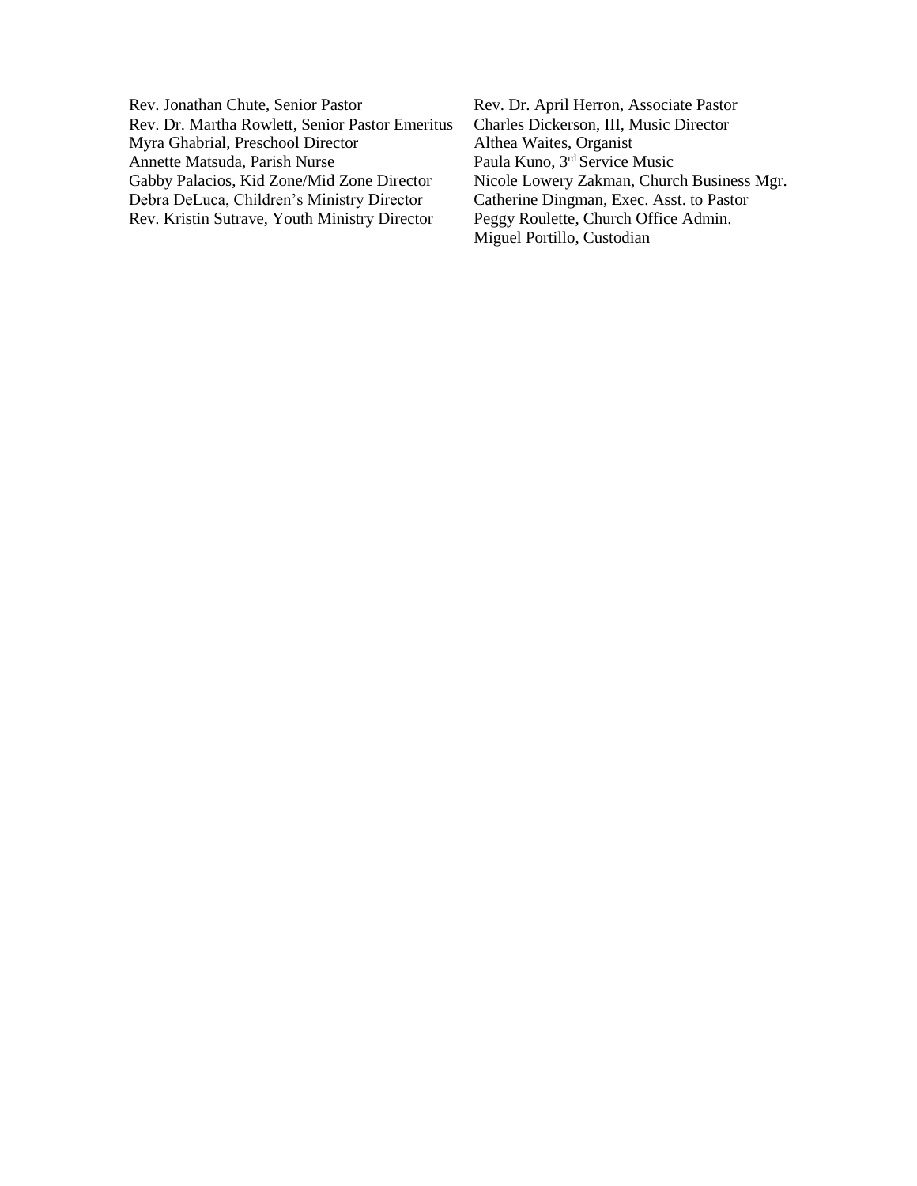Rev. Jonathan Chute, Senior Pastor
Rev. Dr. Martha Rowlett, Senior Pastor Emeritus
Myra Ghabrial, Preschool Director
Annette Matsuda, Parish Nurse
Gabby Palacios, Kid Zone/Mid Zone Director
Debra DeLuca, Children's Ministry Director
Rev. Kristin Sutrave, Youth Ministry Director

Rev. Dr. April Herron, Associate Pastor
Charles Dickerson, III, Music Director
Althea Waites, Organist
Paula Kuno, 3rd Service Music
Nicole Lowery Zakman, Church Business Mgr.
Catherine Dingman, Exec. Asst. to Pastor
Peggy Roulette, Church Office Admin.
Miguel Portillo, Custodian